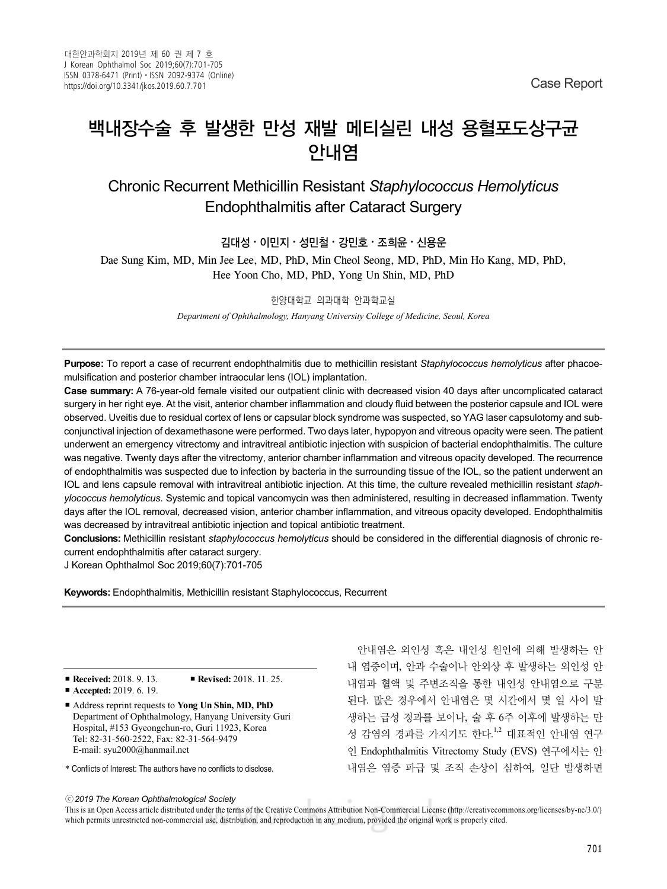Case Report

# 백내장수술 후 발생한 만성 재발 메티실린 내성 용혈포도상구균 안내염

## Chronic Recurrent Methicillin Resistant *Staphylococcus Hemolyticus* Endophthalmitis after Cataract Surgery

김대성 · 이민지 · 성민철 · 강민호 · 조희윤 · 신용운

Dae Sung Kim, MD, Min Jee Lee, MD, PhD, Min Cheol Seong, MD, PhD, Min Ho Kang, MD, PhD, Hee Yoon Cho, MD, PhD, Yong Un Shin, MD, PhD

한양대학교 의과대학 안과학교실

*Department of Ophthalmology, Hanyang University College of Medicine, Seoul, Korea*

**Purpose:** To report a case of recurrent endophthalmitis due to methicillin resistant *Staphylococcus hemolyticus* after phacoemulsification and posterior chamber intraocular lens (IOL) implantation.

**Case summary:** A 76-year-old female visited our outpatient clinic with decreased vision 40 days after uncomplicated cataract surgery in her right eye. At the visit, anterior chamber inflammation and cloudy fluid between the posterior capsule and IOL were observed. Uveitis due to residual cortex of lens or capsular block syndrome was suspected, so YAG laser capsulotomy and subconjunctival injection of dexamethasone were performed. Two days later, hypopyon and vitreous opacity were seen. The patient underwent an emergency vitrectomy and intravitreal antibiotic injection with suspicion of bacterial endophthalmitis. The culture was negative. Twenty days after the vitrectomy, anterior chamber inflammation and vitreous opacity developed. The recurrence of endophthalmitis was suspected due to infection by bacteria in the surrounding tissue of the IOL, so the patient underwent an IOL and lens capsule removal with intravitreal antibiotic injection. At this time, the culture revealed methicillin resistant *staphylococcus hemolyticus*. Systemic and topical vancomycin was then administered, resulting in decreased inflammation. Twenty days after the IOL removal, decreased vision, anterior chamber inflammation, and vitreous opacity developed. Endophthalmitis was decreased by intravitreal antibiotic injection and topical antibiotic treatment.

**Conclusions:** Methicillin resistant *staphylococcus hemolyticus* should be considered in the differential diagnosis of chronic recurrent endophthalmitis after cataract surgery.

J Korean Ophthalmol Soc 2019;60(7):701-705

**Keywords:** Endophthalmitis, Methicillin resistant Staphylococcus, Recurrent

---

- **Received:** 2018. 9. 13.　　■ **Revised:** 2018. 11. 25.
- **Accepted:** 2019. 6. 19.
- Address reprint requests to **Yong Un Shin, MD, PhD**
  Department of Ophthalmology, Hanyang University Guri Hospital, #153 Gyeongchun-ro, Guri 11923, Korea
  Tel: 82-31-560-2522, Fax: 82-31-564-9479
  E-mail: syu2000@hanmail.net

\* Conflicts of Interest: The authors have no conflicts to disclose.

ⓒ *2019 The Korean Ophthalmological Society*

This is an Open Access article distributed under the terms of the Creative Commons Attribution Non-Commercial License (http://creativecommons.org/licenses/by-nc/3.0/) which permits unrestricted non-commercial use, distribution, and reproduction in any medium, provided the original work is properly cited.

---

안내염은 외인성 혹은 내인성 원인에 의해 발생하는 안내 염증이며, 안과 수술이나 안외상 후 발생하는 외인성 안내염과 혈액 및 주변조직을 통한 내인성 안내염으로 구분된다. 많은 경우에서 안내염은 몇 시간에서 몇 일 사이 발생하는 급성 경과를 보이나, 술 후 6주 이후에 발생하는 만성 감염의 경과를 가지기도 한다.[1,2] 대표적인 안내염 연구인 Endophthalmitis Vitrectomy Study (EVS) 연구에서는 안내염은 염증 파급 및 조직 손상이 심하여, 일단 발생하면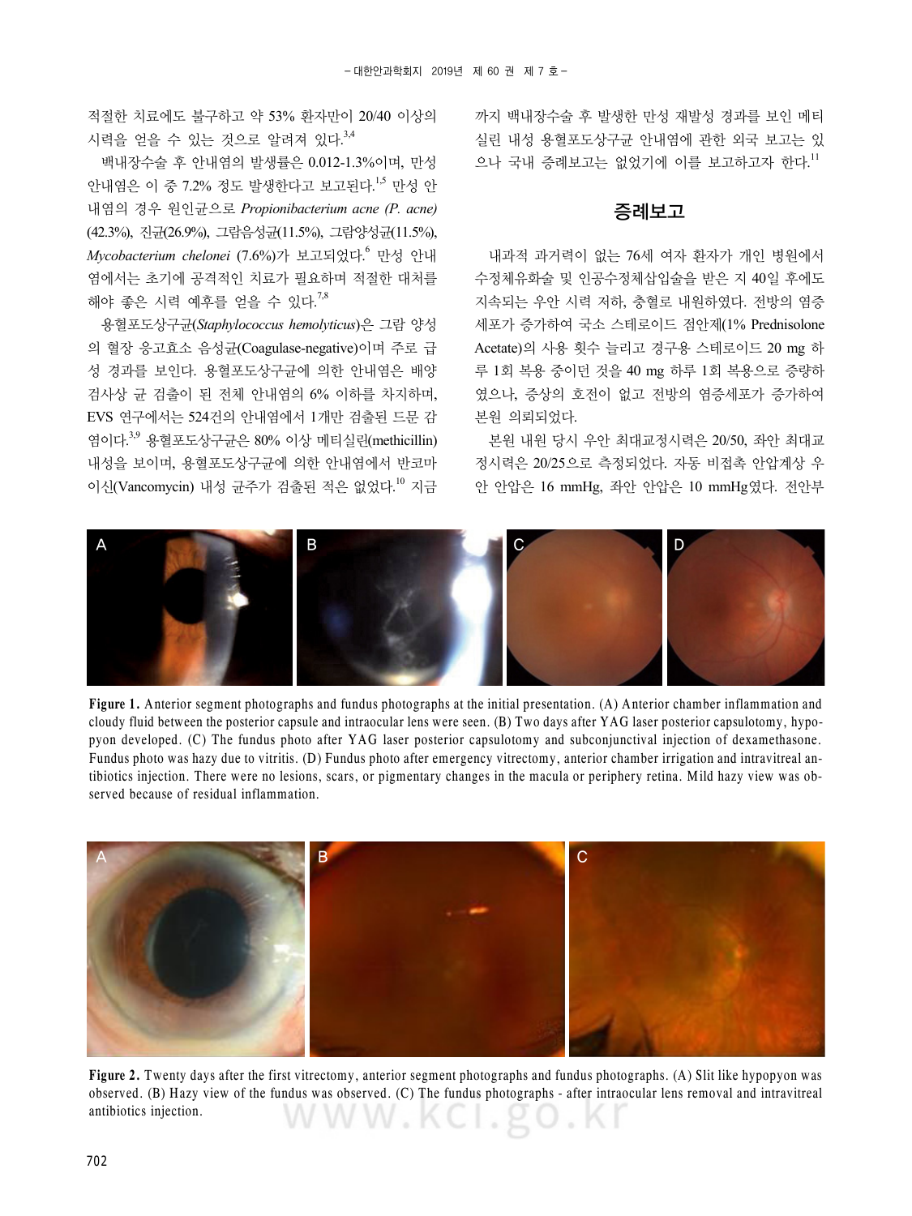적절한 치료에도 불구하고 약 53% 환자만이 20/40 이상의 시력을 얻을 수 있는 것으로 알려져 있다.[3,4]

백내장수술 후 안내염의 발생률은 0.012-1.3%이며, 만성 안내염은 이 중 7.2% 정도 발생한다고 보고된다.[1,5] 만성 안내염의 경우 원인균으로 *Propionibacterium acne (P. acne)* (42.3%), 진균(26.9%), 그람음성균(11.5%), 그람양성균(11.5%), *Mycobacterium chelonei* (7.6%)가 보고되었다.[6] 만성 안내염에서는 초기에 공격적인 치료가 필요하며 적절한 대처를 해야 좋은 시력 예후를 얻을 수 있다.[7,8]

용혈포도상구균(*Staphylococcus hemolyticus*)은 그람 양성의 혈장 응고효소 음성균(Coagulase-negative)이며 주로 급성 경과를 보인다. 용혈포도상구균에 의한 안내염은 배양검사상 균 검출이 된 전체 안내염의 6% 이하를 차지하며, EVS 연구에서는 524건의 안내염에서 1개만 검출된 드문 감염이다.[3,9] 용혈포도상구균은 80% 이상 메티실린(methicillin) 내성을 보이며, 용혈포도상구균에 의한 안내염에서 반코마이신(Vancomycin) 내성 균주가 검출된 적은 없었다.[10] 지금까지 백내장수술 후 발생한 만성 재발성 경과를 보인 메티실린 내성 용혈포도상구균 안내염에 관한 외국 보고는 있으나 국내 증례보고는 없었기에 이를 보고하고자 한다.[11]

## 증례보고

내과적 과거력이 없는 76세 여자 환자가 개인 병원에서 수정체유화술 및 인공수정체삽입술을 받은 지 40일 후에도 지속되는 우안 시력 저하, 충혈로 내원하였다. 전방의 염증세포가 증가하여 국소 스테로이드 점안제(1% Prednisolone Acetate)의 사용 횟수 늘리고 경구용 스테로이드 20 mg 하루 1회 복용 중이던 것을 40 mg 하루 1회 복용으로 증량하였으나, 증상의 호전이 없고 전방의 염증세포가 증가하여 본원 의뢰되었다.

본원 내원 당시 우안 최대교정시력은 20/50, 좌안 최대교정시력은 20/25으로 측정되었다. 자동 비접촉 안압계상 우안 안압은 16 mmHg, 좌안 안압은 10 mmHg였다. 전안부

**Figure 1.** Anterior segment photographs and fundus photographs at the initial presentation. (A) Anterior chamber inflammation and cloudy fluid between the posterior capsule and intraocular lens were seen. (B) Two days after YAG laser posterior capsulotomy, hypopyon developed. (C) The fundus photo after YAG laser posterior capsulotomy and subconjunctival injection of dexamethasone. Fundus photo was hazy due to vitritis. (D) Fundus photo after emergency vitrectomy, anterior chamber irrigation and intravitreal antibiotics injection. There were no lesions, scars, or pigmentary changes in the macula or periphery retina. Mild hazy view was observed because of residual inflammation.

**Figure 2.** Twenty days after the first vitrectomy, anterior segment photographs and fundus photographs. (A) Slit like hypopyon was observed. (B) Hazy view of the fundus was observed. (C) The fundus photographs - after intraocular lens removal and intravitreal antibiotics injection.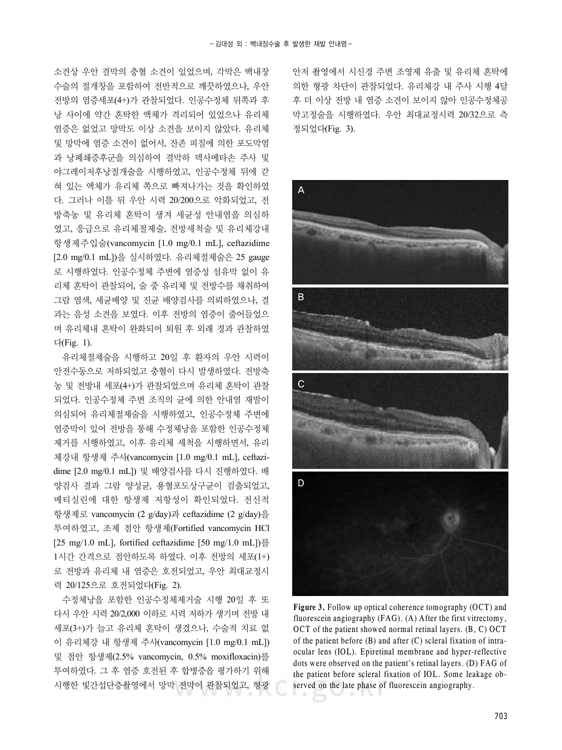소견상 우안 결막의 충혈 소견이 있었으며, 각막은 백내장 수술의 절개창을 포함하여 전반적으로 깨끗하였으나, 우안 전방의 염증세포(4+)가 관찰되었다. 인공수정체 뒤쪽과 후낭 사이에 약간 혼탁한 액체가 격리되어 있었으나 유리체 염증은 없었고 망막도 이상 소견을 보이지 않았다. 유리체 및 망막에 염증 소견이 없어서, 잔존 피질에 의한 포도막염과 낭폐쇄증후군을 의심하여 결막하 덱사메타손 주사 및 야그레이저후낭절개술을 시행하였고, 인공수정체 뒤에 갇혀 있는 액체가 유리체 쪽으로 빠져나가는 것을 확인하였다. 그러나 이틀 뒤 우안 시력 20/200으로 악화되었고, 전방축농 및 유리체 혼탁이 생겨 세균성 안내염을 의심하였고, 응급으로 유리체절제술, 전방세척술 및 유리체강내 항생제주입술(vancomycin [1.0 mg/0.1 mL], ceftazidime [2.0 mg/0.1 mL])을 실시하였다. 유리체절제술은 25 gauge로 시행하였다. 인공수정체 주변에 염증성 섬유막 없이 유리체 혼탁이 관찰되어, 술 중 유리체 및 전방수를 채취하여 그람 염색, 세균배양 및 진균 배양검사를 의뢰하였으나, 결과는 음성 소견을 보였다. 이후 전방의 염증이 줄어들었으며 유리체내 혼탁이 완화되어 퇴원 후 외래 경과 관찰하였다(Fig. 1).

유리체절제술을 시행하고 20일 후 환자의 우안 시력이 안전수동으로 저하되었고 충혈이 다시 발생하였다. 전방축농 및 전방내 세포(4+)가 관찰되었으며 유리체 혼탁이 관찰되었다. 인공수정체 주변 조직의 균에 의한 안내염 재발이 의심되어 유리체절제술을 시행하였고, 인공수정체 주변에 염증막이 있어 전방을 통해 수정체낭을 포함한 인공수정체 제거를 시행하였고, 이후 유리체 세척을 시행하면서, 유리체강내 항생제 주사(vancomycin [1.0 mg/0.1 mL], ceftazidime [2.0 mg/0.1 mL]) 및 배양검사를 다시 진행하였다. 배양검사 결과 그람 양성균, 용혈포도상구균이 검출되었고, 메티실린에 대한 항생제 저항성이 확인되었다. 전신적 항생제로 vancomycin (2 g/day)과 ceftazidime (2 g/day)을 투여하였고, 조제 점안 항생제(Fortified vancomycin HCl [25 mg/1.0 mL], fortified ceftazidime [50 mg/1.0 mL])를 1시간 간격으로 점안하도록 하였다. 이후 전방의 세포(1+)로 전방과 유리체 내 염증은 호전되었고, 우안 최대교정시력 20/125으로 호전되었다(Fig. 2).

수정체낭을 포함한 인공수정체제거술 시행 20일 후 또 다시 우안 시력 20/2,000 이하로 시력 저하가 생기며 전방 내 세포(3+)가 늘고 유리체 혼탁이 생겼으나, 수술적 치료 없이 유리체강 내 항생제 주사(vancomycin [1.0 mg/0.1 mL]) 및 점안 항생제(2.5% vancomycin, 0.5% moxifloxacin)를 투여하였다. 그 후 염증 호전된 후 합병증을 평가하기 위해 시행한 빛간섭단층촬영에서 망막 전막이 관찰되었고, 형광안저 촬영에서 시신경 주변 조영제 유출 및 유리체 혼탁에 의한 형광 차단이 관찰되었다. 유리체강 내 주사 시행 4달 후 더 이상 전방 내 염증 소견이 보이지 않아 인공수정체공막고정술을 시행하였다. 우안 최대교정시력 20/32으로 측정되었다(Fig. 3).

**Figure 3.** Follow up optical coherence tomography (OCT) and fluorescein angiography (FAG). (A) After the first vitrectomy, OCT of the patient showed normal retinal layers. (B, C) OCT of the patient before (B) and after (C) scleral fixation of intraocular lens (IOL). Epiretinal membrane and hyper-reflective dots were observed on the patient's retinal layers. (D) FAG of the patient before scleral fixation of IOL. Some leakage observed on the late phase of fluorescein angiography.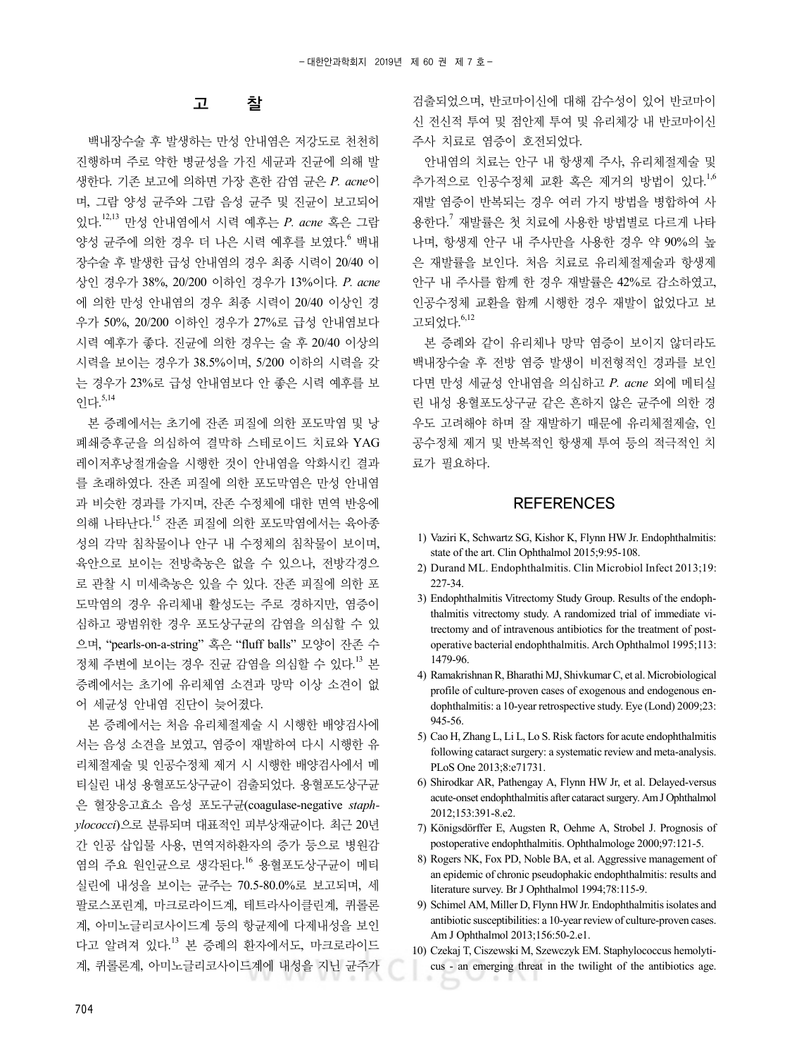## 고 찰

백내장수술 후 발생하는 만성 안내염은 저강도로 천천히 진행하며 주로 약한 병균성을 가진 세균과 진균에 의해 발생한다. 기존 보고에 의하면 가장 흔한 감염 균은 *P. acne*이며, 그람 양성 균주와 그람 음성 균주 및 진균이 보고되어 있다.[12,13] 만성 안내염에서 시력 예후는 *P. acne* 혹은 그람 양성 균주에 의한 경우 더 나은 시력 예후를 보였다.[6] 백내장수술 후 발생한 급성 안내염의 경우 최종 시력이 20/40 이상인 경우가 38%, 20/200 이하인 경우가 13%이다. *P. acne*에 의한 만성 안내염의 경우 최종 시력이 20/40 이상인 경우가 50%, 20/200 이하인 경우가 27%로 급성 안내염보다 시력 예후가 좋다. 진균에 의한 경우는 술 후 20/40 이상의 시력을 보이는 경우가 38.5%이며, 5/200 이하의 시력을 갖는 경우가 23%로 급성 안내염보다 안 좋은 시력 예후를 보인다.[5,14]

본 증례에서는 초기에 잔존 피질에 의한 포도막염 및 낭폐쇄증후군을 의심하여 결막하 스테로이드 치료와 YAG 레이저후낭절개술을 시행한 것이 안내염을 악화시킨 결과를 초래하였다. 잔존 피질에 의한 포도막염은 만성 안내염과 비슷한 경과를 가지며, 잔존 수정체에 대한 면역 반응에 의해 나타난다.[15] 잔존 피질에 의한 포도막염에서는 육아종성의 각막 침착물이나 안구 내 수정체의 침착물이 보이며, 육안으로 보이는 전방축농은 없을 수 있으나, 전방각경으로 관찰 시 미세축농은 있을 수 있다. 잔존 피질에 의한 포도막염의 경우 유리체내 활성도는 주로 경하지만, 염증이 심하고 광범위한 경우 포도상구균의 감염을 의심할 수 있으며, "pearls-on-a-string" 혹은 "fluff balls" 모양이 잔존 수정체 주변에 보이는 경우 진균 감염을 의심할 수 있다.[13] 본 증례에서는 초기에 유리체염 소견과 망막 이상 소견이 없어 세균성 안내염 진단이 늦어졌다.

본 증례에서는 처음 유리체절제술 시 시행한 배양검사에서는 음성 소견을 보였고, 염증이 재발하여 다시 시행한 유리체절제술 및 인공수정체 제거 시 시행한 배양검사에서 메티실린 내성 용혈포도상구균이 검출되었다. 용혈포도상구균은 혈장응고효소 음성 포도구균(coagulase-negative *staphylococci*)으로 분류되며 대표적인 피부상재균이다. 최근 20년간 인공 삽입물 사용, 면역저하환자의 증가 등으로 병원감염의 주요 원인균으로 생각된다.[16] 용혈포도상구균이 메티실린에 내성을 보이는 균주는 70.5-80.0%로 보고되며, 세팔로스포린계, 마크로라이드계, 테트라사이클린계, 퀴롤론계, 아미노글리코사이드계 등의 항균제에 다제내성을 보인다고 알려져 있다.[13] 본 증례의 환자에서도, 마크로라이드계, 퀴롤론계, 아미노글리코사이드계에 내성을 지닌 균주가 검출되었으며, 반코마이신에 대해 감수성이 있어 반코마이신 전신적 투여 및 점안제 투여 및 유리체강 내 반코마이신 주사 치료로 염증이 호전되었다.

안내염의 치료는 안구 내 항생제 주사, 유리체절제술 및 추가적으로 인공수정체 교환 혹은 제거의 방법이 있다.[1,6] 재발 염증이 반복되는 경우 여러 가지 방법을 병합하여 사용한다.[7] 재발률은 첫 치료에 사용한 방법별로 다르게 나타나며, 항생제 안구 내 주사만을 사용한 경우 약 90%의 높은 재발률을 보인다. 처음 치료로 유리체절제술과 항생제 안구 내 주사를 함께 한 경우 재발률은 42%로 감소하였고, 인공수정체 교환을 함께 시행한 경우 재발이 없었다고 보고되었다.[6,12]

본 증례와 같이 유리체나 망막 염증이 보이지 않더라도 백내장수술 후 전방 염증 발생이 비전형적인 경과를 보인다면 만성 세균성 안내염을 의심하고 *P. acne* 외에 메티실린 내성 용혈포도상구균 같은 흔하지 않은 균주에 의한 경우도 고려해야 하며 잘 재발하기 때문에 유리체절제술, 인공수정체 제거 및 반복적인 항생제 투여 등의 적극적인 치료가 필요하다.

## REFERENCES

1) Vaziri K, Schwartz SG, Kishor K, Flynn HW Jr. Endophthalmitis: state of the art. Clin Ophthalmol 2015;9:95-108.
2) Durand ML. Endophthalmitis. Clin Microbiol Infect 2013;19: 227-34.
3) Endophthalmitis Vitrectomy Study Group. Results of the endophthalmitis vitrectomy study. A randomized trial of immediate vitrectomy and of intravenous antibiotics for the treatment of postoperative bacterial endophthalmitis. Arch Ophthalmol 1995;113: 1479-96.
4) Ramakrishnan R, Bharathi MJ, Shivkumar C, et al. Microbiological profile of culture-proven cases of exogenous and endogenous endophthalmitis: a 10-year retrospective study. Eye (Lond) 2009;23: 945-56.
5) Cao H, Zhang L, Li L, Lo S. Risk factors for acute endophthalmitis following cataract surgery: a systematic review and meta-analysis. PLoS One 2013;8:e71731.
6) Shirodkar AR, Pathengay A, Flynn HW Jr, et al. Delayed-versus acute-onset endophthalmitis after cataract surgery. Am J Ophthalmol 2012;153:391-8.e2.
7) Königsdörffer E, Augsten R, Oehme A, Strobel J. Prognosis of postoperative endophthalmitis. Ophthalmologe 2000;97:121-5.
8) Rogers NK, Fox PD, Noble BA, et al. Aggressive management of an epidemic of chronic pseudophakic endophthalmitis: results and literature survey. Br J Ophthalmol 1994;78:115-9.
9) Schimel AM, Miller D, Flynn HW Jr. Endophthalmitis isolates and antibiotic susceptibilities: a 10-year review of culture-proven cases. Am J Ophthalmol 2013;156:50-2.e1.
10) Czekaj T, Ciszewski M, Szewczyk EM. Staphylococcus hemolyticus - an emerging threat in the twilight of the antibiotics age.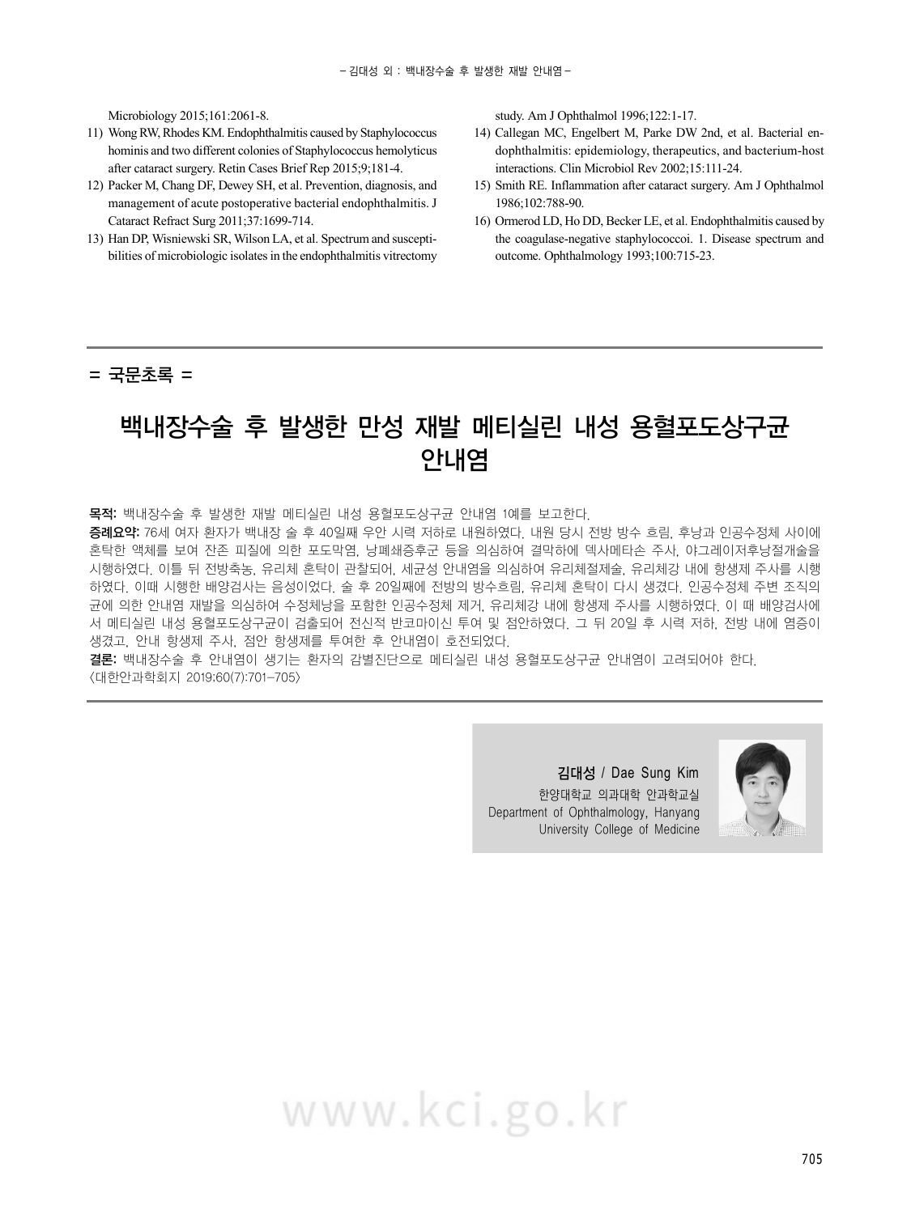Microbiology 2015;161:2061-8.

11) Wong RW, Rhodes KM. Endophthalmitis caused by Staphylococcus hominis and two different colonies of Staphylococcus hemolyticus after cataract surgery. Retin Cases Brief Rep 2015;9;181-4.
12) Packer M, Chang DF, Dewey SH, et al. Prevention, diagnosis, and management of acute postoperative bacterial endophthalmitis. J Cataract Refract Surg 2011;37:1699-714.
13) Han DP, Wisniewski SR, Wilson LA, et al. Spectrum and susceptibilities of microbiologic isolates in the endophthalmitis vitrectomy study. Am J Ophthalmol 1996;122:1-17.
14) Callegan MC, Engelbert M, Parke DW 2nd, et al. Bacterial endophthalmitis: epidemiology, therapeutics, and bacterium-host interactions. Clin Microbiol Rev 2002;15:111-24.
15) Smith RE. Inflammation after cataract surgery. Am J Ophthalmol 1986;102:788-90.
16) Ormerod LD, Ho DD, Becker LE, et al. Endophthalmitis caused by the coagulase-negative staphylococcoi. 1. Disease spectrum and outcome. Ophthalmology 1993;100:715-23.

= 국문초록 =

# 백내장수술 후 발생한 만성 재발 메티실린 내성 용혈포도상구균 안내염

**목적:** 백내장수술 후 발생한 재발 메티실린 내성 용혈포도상구균 안내염 1예를 보고한다.

**증례요약:** 76세 여자 환자가 백내장 수 후 40일째 우안 시력 저하로 내원하였다. 내원 당시 전방 방수 흐림, 후낭과 인공수정체 사이에 혼탁한 액체를 보여 잔존 피질에 의한 포도막염, 낭폐쇄증후군 등을 의심하여 결막하에 덱사메타손 주사, 야그레이저후낭절개술을 시행하였다. 이틀 뒤 전방축농, 유리체 혼탁이 관찰되어, 세균성 안내염을 의심하여 유리체절제술, 유리체강 내에 항생제 주사를 시행하였다. 이때 시행한 배양검사는 음성이었다. 술 후 20일째에 전방의 방수흐림, 유리체 혼탁이 다시 생겼다. 인공수정체 주변 조직의 균에 의한 안내염 재발을 의심하여 수정체낭을 포함한 인공수정체 제거, 유리체강 내에 항생제 주사를 시행하였다. 이 때 배양검사에서 메티실린 내성 용혈포도상구균이 검출되어 전신적 반코마이신 투여 및 점안하였다. 그 뒤 20일 후 시력 저하, 전방 내에 염증이 생겼고, 안내 항생제 주사, 점안 항생제를 투여한 후 안내염이 호전되었다.

**결론:** 백내장수술 후 안내염이 생기는 환자의 감별진단으로 메티실린 내성 용혈포도상구균 안내염이 고려되어야 한다.

〈대한안과학회지 2019;60(7):701-705〉

**김대성** / Dae Sung Kim
한양대학교 의과대학 안과학교실
Department of Ophthalmology, Hanyang University College of Medicine